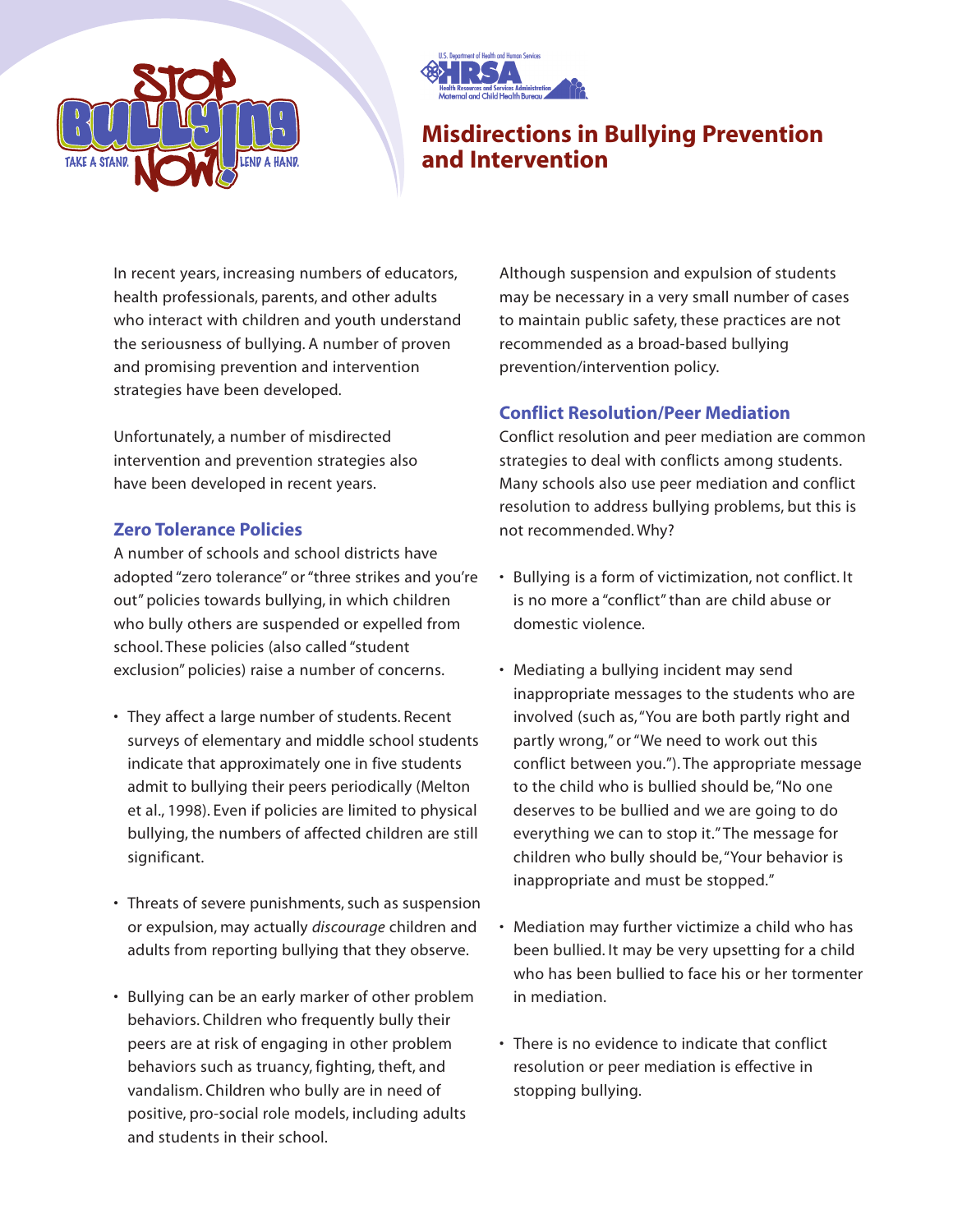# Misdirections in Bullying Prevention and Intervention

In recent years, increasing numbers of educators, health professionals, parents, and other adults who interact with children and youth understand the seriousness of bullying. A number of proven and promising prevention and intervention strategies have been developed.

Unfortunately, a number of misdirected intervention and prevention strategies also have been developed in recent years.

## Zero Tolerance Policies

A number of schools and school districts have adopted "zero tolerance" or "three strikes and you're out" policies towards bullying, in which children who bully others are suspended or expelled from school. These policies (also called "student exclusion" policies) raise a number of concerns.

- They affect a large number of students. Recent surveys of elementary and middle school students indicate that approximately one in five students admit to bullying their peers periodically (Melton et al., 1998). Even if policies are limited to physical bullying, the numbers of affected children are still significant.
- Threats of severe punishments, such as suspension or expulsion, may actually *discourage* children and adults from reporting bullying that they observe.
- Bullying can be an early marker of other problem behaviors. Children who frequently bully their peers are at risk of engaging in other problem behaviors such as truancy, fighting, theft, and vandalism. Children who bully are in need of positive, pro-social role models, including adults and students in their school.

Although suspension and expulsion of students may be necessary in a very small number of cases to maintain public safety, these practices are not recommended as a broad-based bullying prevention/intervention policy.

## Conflict Resolution/Peer Mediation

Conflict resolution and peer mediation are common strategies to deal with conflicts among students. Many schools also use peer mediation and conflict resolution to address bullying problems, but this is not recommended. Why?

- Bullying is a form of victimization, not conflict. It is no more a "conflict" than are child abuse or domestic violence.
- Mediating a bullying incident may send inappropriate messages to the students who are involved (such as, "You are both partly right and partly wrong," or "We need to work out this conflict between you."). The appropriate message to the child who is bullied should be, "No one deserves to be bullied and we are going to do everything we can to stop it." The message for children who bully should be, "Your behavior is inappropriate and must be stopped."
- Mediation may further victimize a child who has been bullied. It may be very upsetting for a child who has been bullied to face his or her tormenter in mediation.
- There is no evidence to indicate that conflict resolution or peer mediation is effective in stopping bullying.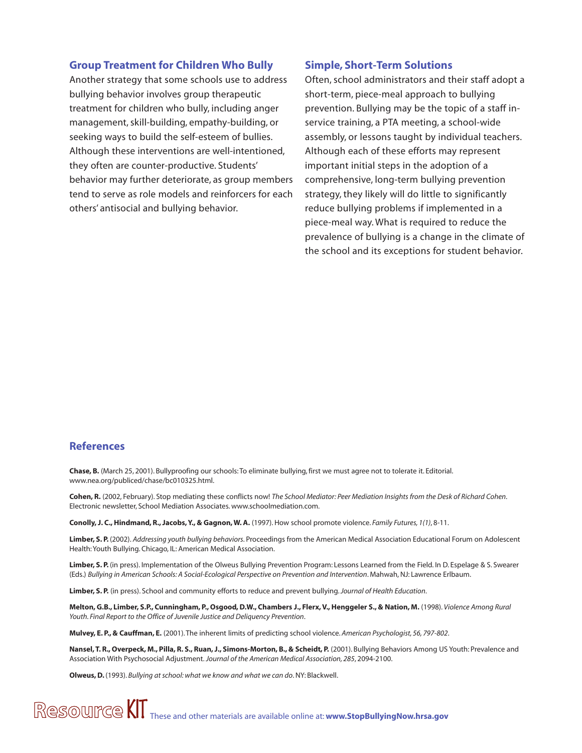## Group Treatment for Children Who Bully

Another strategy that some schools use to address bullying behavior involves group therapeutic treatment for children who bully, including anger management, skill-building, empathy-building, or seeking ways to build the self-esteem of bullies. Although these interventions are well-intentioned, they often are counter-productive. Students' behavior may further deteriorate, as group members tend to serve as role models and reinforcers for each others' antisocial and bullying behavior.

## Simple, Short-Term Solutions

Often, school administrators and their staff adopt a short-term, piece-meal approach to bullying prevention. Bullying may be the topic of a staff in-service training, a PTA meeting, a school-wide assembly, or lessons taught by individual teachers. Although each of these efforts may represent important initial steps in the adoption of a comprehensive, long-term bullying prevention strategy, they likely will do little to significantly reduce bullying problems if implemented in a piece-meal way. What is required to reduce the prevalence of bullying is a change in the climate of the school and its exceptions for student behavior.

## References

**Chase, B.** (March 25, 2001). Bullyproofing our schools: To eliminate bullying, first we must agree not to tolerate it. Editorial. www.nea.org/publiced/chase/bc010325.html.

**Cohen, R.** (2002, February). Stop mediating these conflicts now! *The School Mediator: Peer Mediation Insights from the Desk of Richard Cohen*. Electronic newsletter, School Mediation Associates. www.schoolmediation.com.

**Conolly, J. C., Hindmand, R., Jacobs, Y., & Gagnon, W. A.** (1997). How school promote violence. *Family Futures, 1(1)*, 8-11.

**Limber, S. P.** (2002). *Addressing youth bullying behaviors*. Proceedings from the American Medical Association Educational Forum on Adolescent Health: Youth Bullying. Chicago, IL: American Medical Association.

**Limber, S. P.** (in press). Implementation of the Olweus Bullying Prevention Program: Lessons Learned from the Field. In D. Espelage & S. Swearer (Eds.) *Bullying in American Schools: A Social-Ecological Perspective on Prevention and Intervention*. Mahwah, NJ: Lawrence Erlbaum.

**Limber, S. P.** (in press). School and community efforts to reduce and prevent bullying. *Journal of Health Education*.

**Melton, G.B., Limber, S.P., Cunningham, P., Osgood, D.W., Chambers J., Flerx, V., Henggeler S., & Nation, M.** (1998). *Violence Among Rural Youth. Final Report to the Office of Juvenile Justice and Deliquency Prevention*.

**Mulvey, E. P., & Cauffman, E.** (2001). The inherent limits of predicting school violence. *American Psychologist, 56, 797-802*.

**Nansel, T. R., Overpeck, M., Pilla, R. S., Ruan, J., Simons-Morton, B., & Scheidt, P.** (2001). Bullying Behaviors Among US Youth: Prevalence and Association With Psychosocial Adjustment. *Journal of the American Medical Association, 285*, 2094-2100.

**Olweus, D.** (1993). *Bullying at school: what we know and what we can do*. NY: Blackwell.

Resource KIT These and other materials are available online at: **www.StopBullyingNow.hrsa.gov**